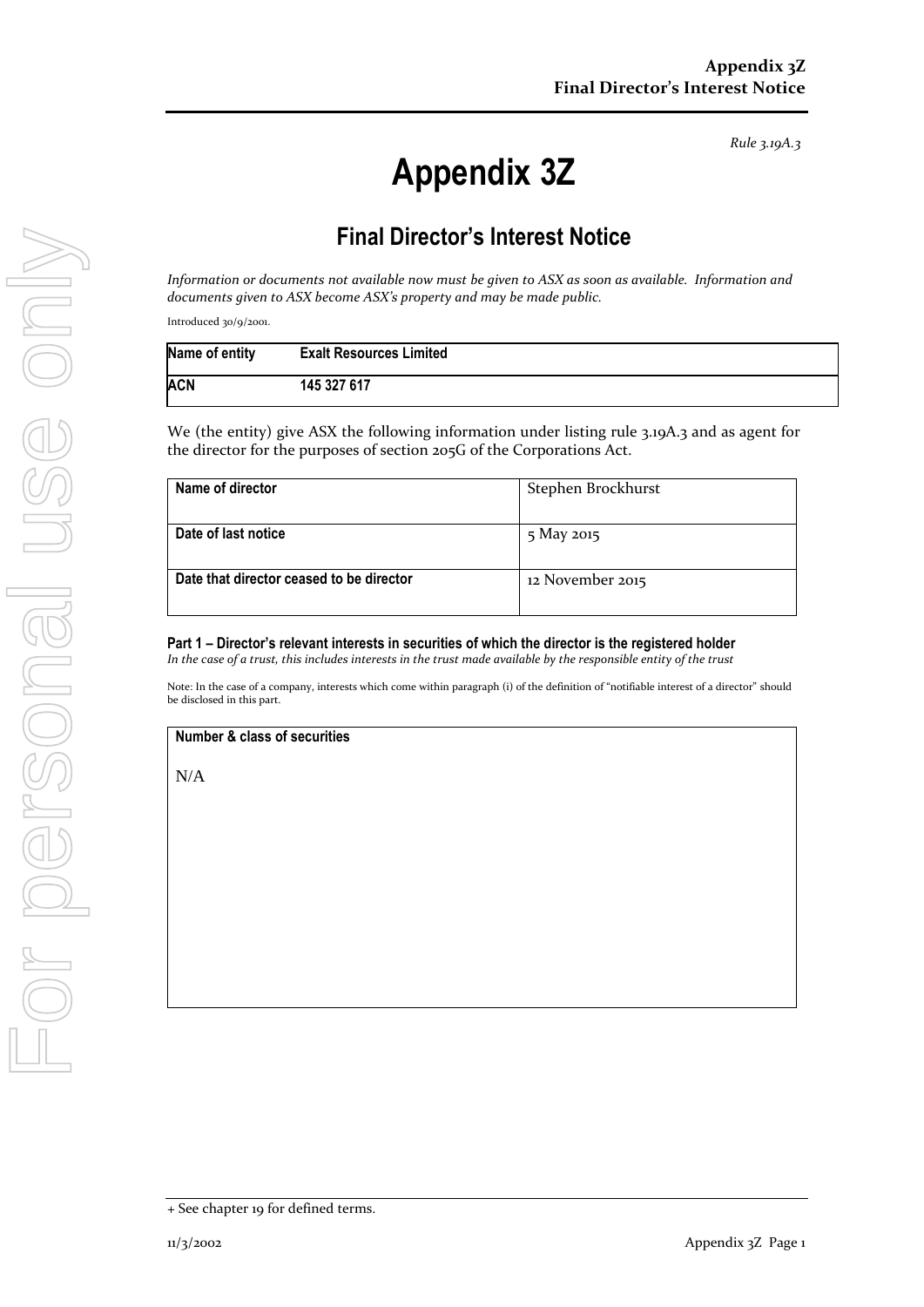*Rule 3.19A.3*

# Appendix 3Z

## Final Director's Interest Notice

*Information or documents not available now must be given to ASX as soon as available. Information and documents given to ASX become ASX's property and may be made public.*

Introduced 30/9/2001.

| Name of entity | Exalt Resources Limited |
|---|---|
| **ACN** | **145 327 617** |

We (the entity) give ASX the following information under listing rule 3.19A.3 and as agent for the director for the purposes of section 205G of the Corporations Act.

| Name of director | Stephen Brockhurst |
|---|---|
| **Date of last notice** | 5 May 2015 |
| **Date that director ceased to be director** | 12 November 2015 |

**Part 1 – Director's relevant interests in securities of which the director is the registered holder**
*In the case of a trust, this includes interests in the trust made available by the responsible entity of the trust*

Note: In the case of a company, interests which come within paragraph (i) of the definition of "notifiable interest of a director" should be disclosed in this part.

| Number & class of securities |
|---|
| N/A |

+ See chapter 19 for defined terms.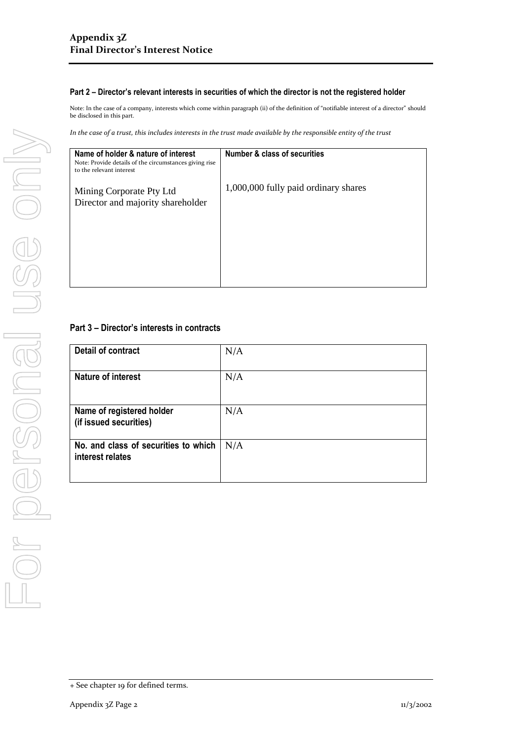## Appendix 3Z
## Final Director's Interest Notice

### Part 2 – Director's relevant interests in securities of which the director is not the registered holder

Note: In the case of a company, interests which come within paragraph (ii) of the definition of "notifiable interest of a director" should be disclosed in this part.

*In the case of a trust, this includes interests in the trust made available by the responsible entity of the trust*

| **Name of holder & nature of interest**<br>Note: Provide details of the circumstances giving rise to the relevant interest | **Number & class of securities** |
|---|---|
| Mining Corporate Pty Ltd<br>Director and majority shareholder | 1,000,000 fully paid ordinary shares |

### Part 3 – Director's interests in contracts

| | |
|---|---|
| **Detail of contract** | N/A |
| **Nature of interest** | N/A |
| **Name of registered holder (if issued securities)** | N/A |
| **No. and class of securities to which interest relates** | N/A |

+ See chapter 19 for defined terms.